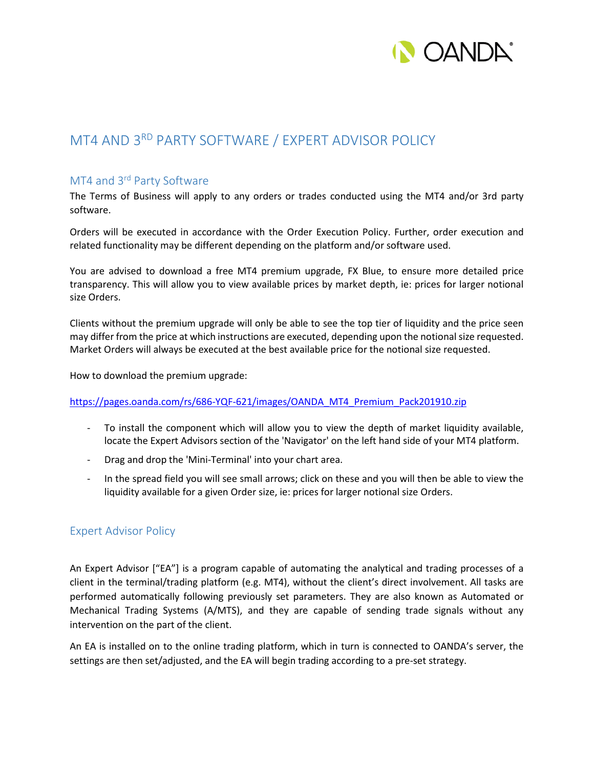# MT4 AND 3RD PARTY SOFTWARE / EXPERT ADVISOR POLICY

## MT4 and 3rd Party Software

The Terms of Business will apply to any orders or trades conducted using the MT4 and/or 3rd party software.

Orders will be executed in accordance with the Order Execution Policy. Further, order execution and related functionality may be different depending on the platform and/or software used.

You are advised to download a free MT4 premium upgrade, FX Blue, to ensure more detailed price transparency. This will allow you to view available prices by market depth, ie: prices for larger notional size Orders.

Clients without the premium upgrade will only be able to see the top tier of liquidity and the price seen may differ from the price at which instructions are executed, depending upon the notional size requested. Market Orders will always be executed at the best available price for the notional size requested.

How to download the premium upgrade:

https://pages.oanda.com/rs/686-YQF-621/images/OANDA_MT4_Premium_Pack201910.zip

- To install the component which will allow you to view the depth of market liquidity available, locate the Expert Advisors section of the 'Navigator' on the left hand side of your MT4 platform.
- Drag and drop the 'Mini-Terminal' into your chart area.
- In the spread field you will see small arrows; click on these and you will then be able to view the liquidity available for a given Order size, ie: prices for larger notional size Orders.

## Expert Advisor Policy

An Expert Advisor ["EA"] is a program capable of automating the analytical and trading processes of a client in the terminal/trading platform (e.g. MT4), without the client's direct involvement. All tasks are performed automatically following previously set parameters. They are also known as Automated or Mechanical Trading Systems (A/MTS), and they are capable of sending trade signals without any intervention on the part of the client.

An EA is installed on to the online trading platform, which in turn is connected to OANDA's server, the settings are then set/adjusted, and the EA will begin trading according to a pre-set strategy.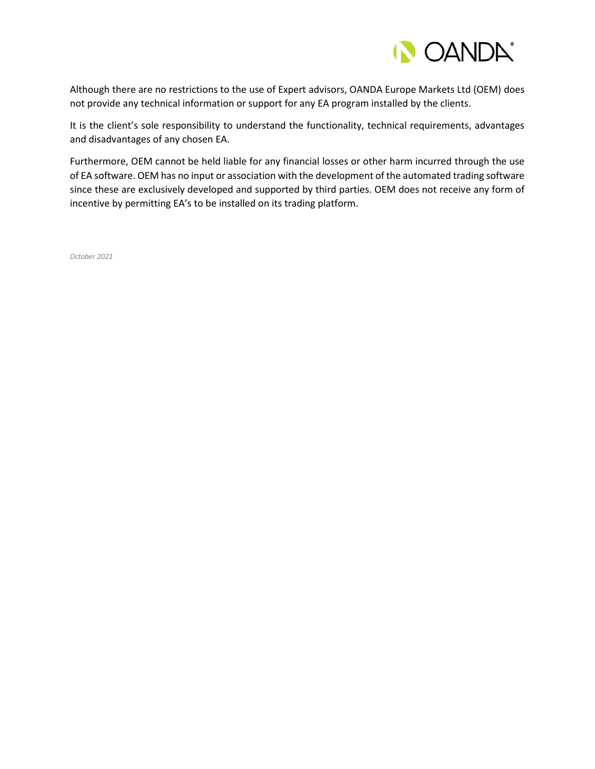Although there are no restrictions to the use of Expert advisors, OANDA Europe Markets Ltd (OEM) does not provide any technical information or support for any EA program installed by the clients.

It is the client's sole responsibility to understand the functionality, technical requirements, advantages and disadvantages of any chosen EA.

Furthermore, OEM cannot be held liable for any financial losses or other harm incurred through the use of EA software. OEM has no input or association with the development of the automated trading software since these are exclusively developed and supported by third parties. OEM does not receive any form of incentive by permitting EA's to be installed on its trading platform.

*October 2021*